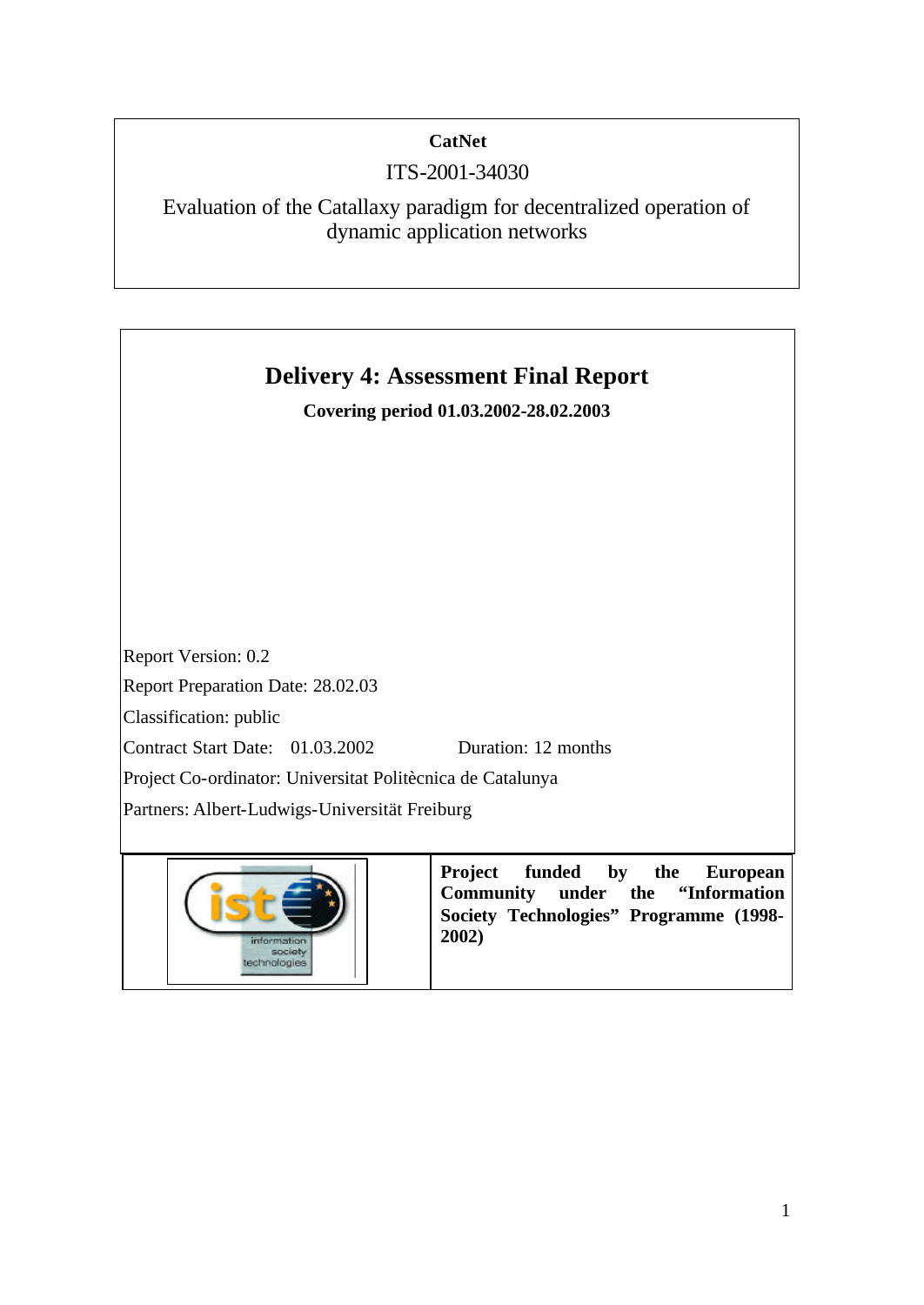**CatNet**

ITS-2001-34030

Evaluation of the Catallaxy paradigm for decentralized operation of dynamic application networks

# Delivery 4: Assessment Final Report

**Covering period 01.03.2002-28.02.2003**

Report Version: 0.2

Report Preparation Date: 28.02.03

Classification: public

Contract Start Date: 01.03.2002 Duration: 12 months

Project Co-ordinator: Universitat Politècnica de Catalunya

Partners: Albert-Ludwigs-Universität Freiburg

**Project funded by the European Community under the "Information Society Technologies" Programme (1998-2002)**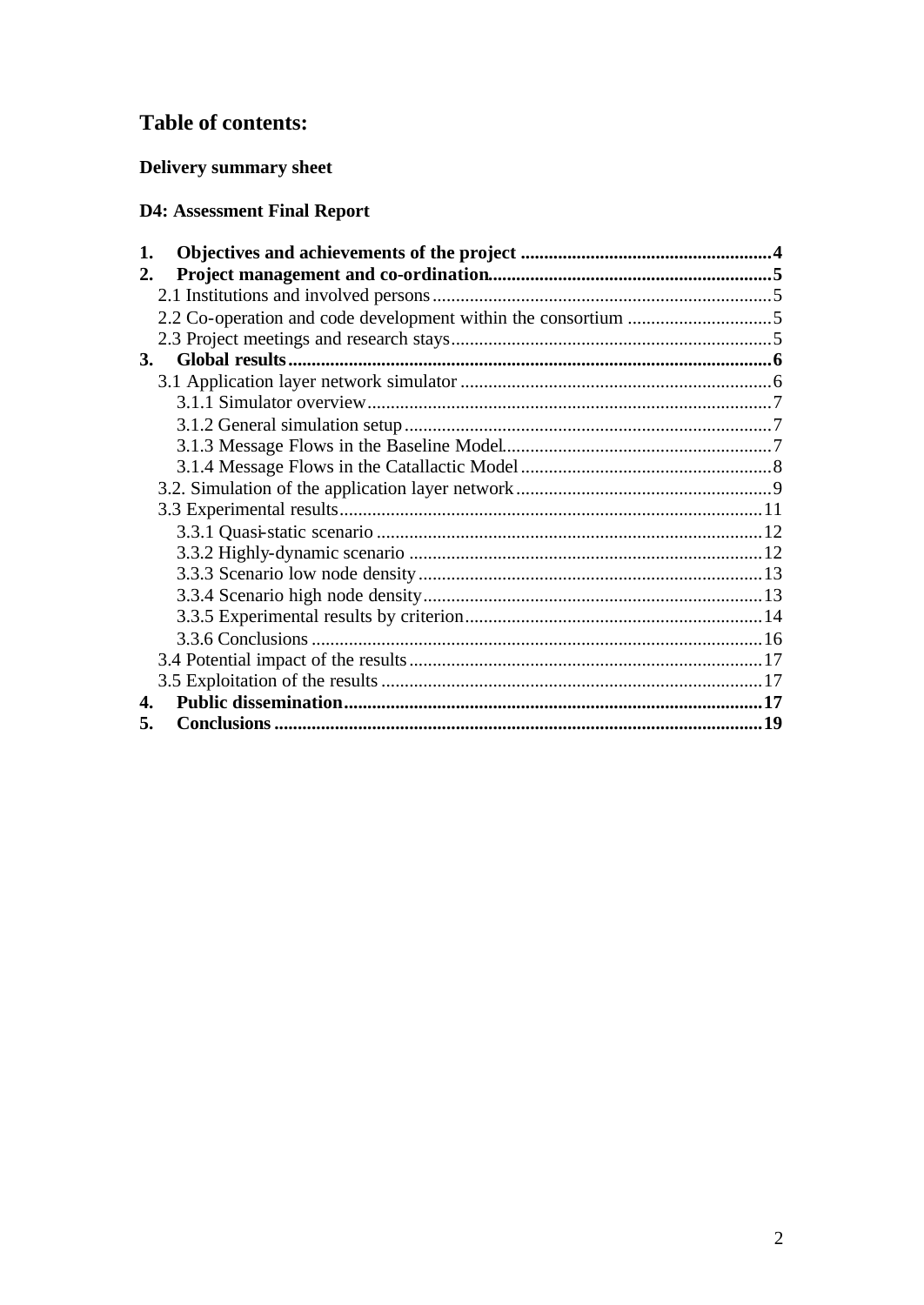# Table of contents:

**Delivery summary sheet**

**D4: Assessment Final Report**

**1. Objectives and achievements of the project ....................................................4**
**2. Project management and co-ordination.............................................................5**
2.1 Institutions and involved persons........................................................................5
2.2 Co-operation and code development within the consortium ...............................5
2.3 Project meetings and research stays....................................................................5
**3. Global results........................................................................................................6**
3.1 Application layer network simulator ..................................................................6
3.1.1 Simulator overview......................................................................................7
3.1.2 General simulation setup..............................................................................7
3.1.3 Message Flows in the Baseline Model.........................................................7
3.1.4 Message Flows in the Catallactic Model ......................................................8
3.2. Simulation of the application layer network.......................................................9
3.3 Experimental results..........................................................................................11
3.3.1 Quasi-static scenario ..................................................................................12
3.3.2 Highly-dynamic scenario ...........................................................................12
3.3.3 Scenario low node density.........................................................................13
3.3.4 Scenario high node density........................................................................13
3.3.5 Experimental results by criterion................................................................14
3.3.6 Conclusions ................................................................................................16
3.4 Potential impact of the results...........................................................................17
3.5 Exploitation of the results .................................................................................17
**4. Public dissemination.........................................................................................17**
**5. Conclusions ........................................................................................................19**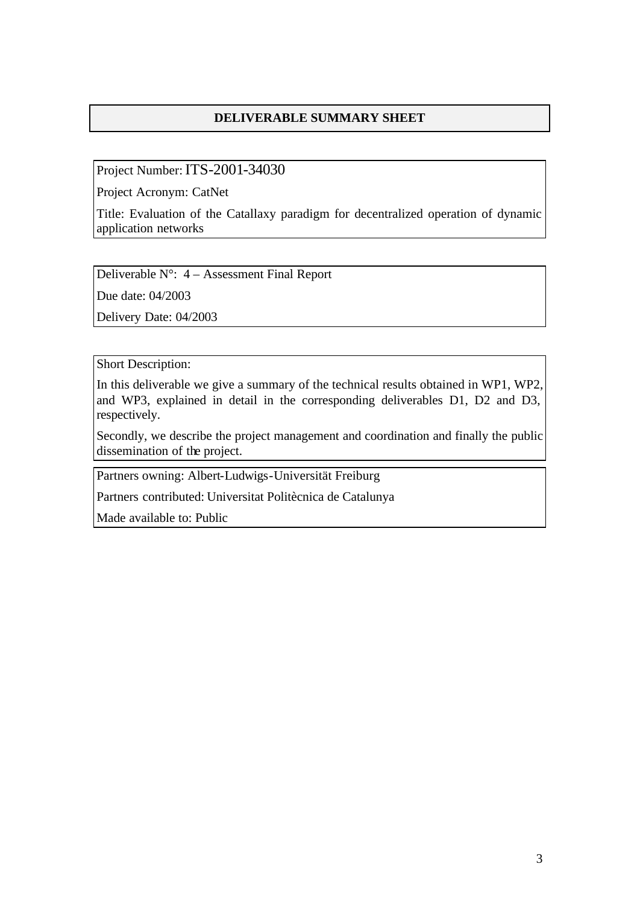## DELIVERABLE SUMMARY SHEET

Project Number: ITS-2001-34030

Project Acronym: CatNet

Title: Evaluation of the Catallaxy paradigm for decentralized operation of dynamic application networks

Deliverable N°: 4 – Assessment Final Report

Due date: 04/2003

Delivery Date: 04/2003

Short Description:

In this deliverable we give a summary of the technical results obtained in WP1, WP2, and WP3, explained in detail in the corresponding deliverables D1, D2 and D3, respectively.

Secondly, we describe the project management and coordination and finally the public dissemination of the project.

Partners owning: Albert-Ludwigs-Universität Freiburg

Partners contributed: Universitat Politècnica de Catalunya

Made available to: Public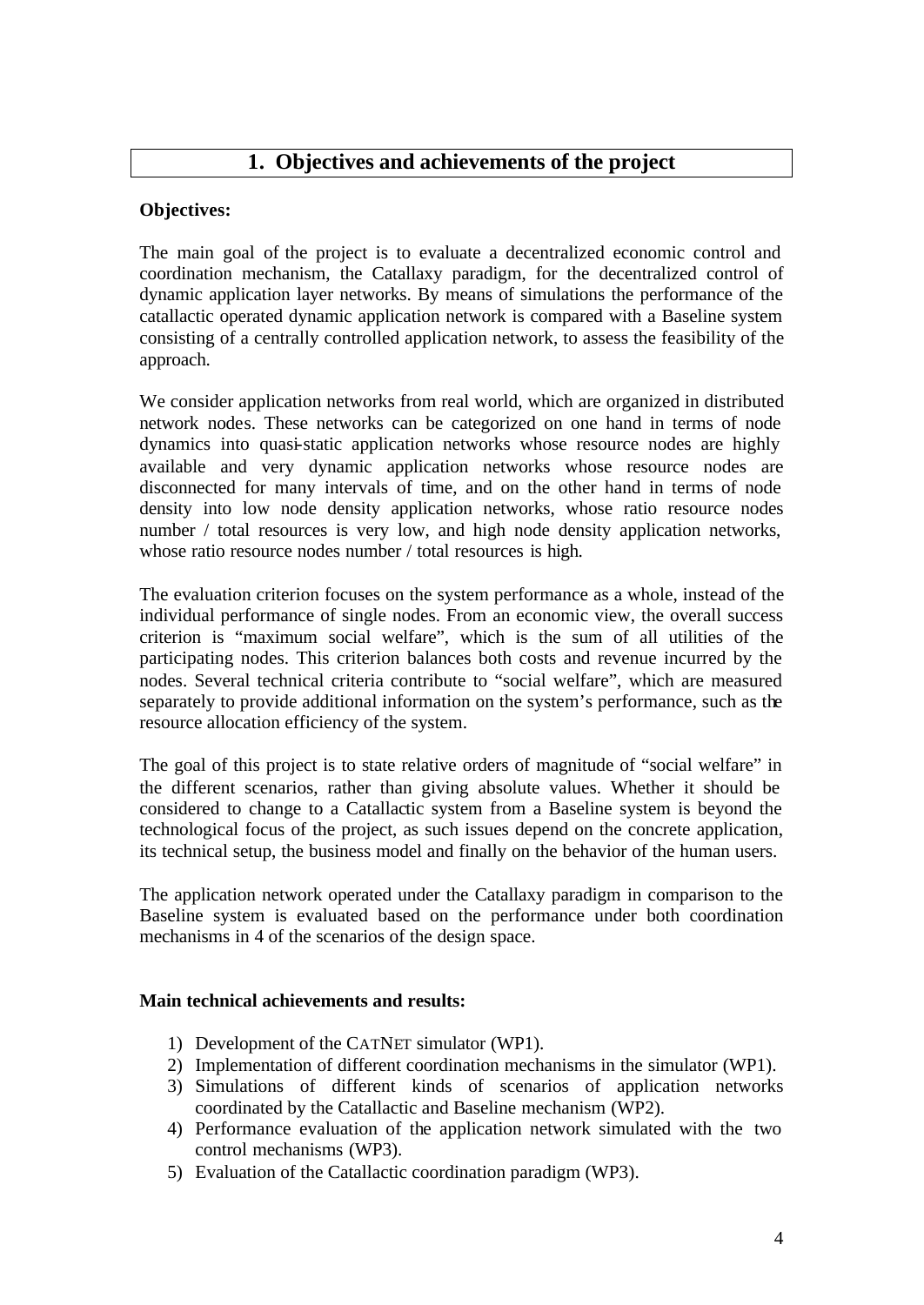# 1. Objectives and achievements of the project

**Objectives:**

The main goal of the project is to evaluate a decentralized economic control and coordination mechanism, the Catallaxy paradigm, for the decentralized control of dynamic application layer networks. By means of simulations the performance of the catallactic operated dynamic application network is compared with a Baseline system consisting of a centrally controlled application network, to assess the feasibility of the approach.

We consider application networks from real world, which are organized in distributed network nodes. These networks can be categorized on one hand in terms of node dynamics into quasi-static application networks whose resource nodes are highly available and very dynamic application networks whose resource nodes are disconnected for many intervals of time, and on the other hand in terms of node density into low node density application networks, whose ratio resource nodes number / total resources is very low, and high node density application networks, whose ratio resource nodes number / total resources is high.

The evaluation criterion focuses on the system performance as a whole, instead of the individual performance of single nodes. From an economic view, the overall success criterion is "maximum social welfare", which is the sum of all utilities of the participating nodes. This criterion balances both costs and revenue incurred by the nodes. Several technical criteria contribute to "social welfare", which are measured separately to provide additional information on the system's performance, such as the resource allocation efficiency of the system.

The goal of this project is to state relative orders of magnitude of "social welfare" in the different scenarios, rather than giving absolute values. Whether it should be considered to change to a Catallactic system from a Baseline system is beyond the technological focus of the project, as such issues depend on the concrete application, its technical setup, the business model and finally on the behavior of the human users.

The application network operated under the Catallaxy paradigm in comparison to the Baseline system is evaluated based on the performance under both coordination mechanisms in 4 of the scenarios of the design space.

**Main technical achievements and results:**

1) Development of the CATNET simulator (WP1).
2) Implementation of different coordination mechanisms in the simulator (WP1).
3) Simulations of different kinds of scenarios of application networks coordinated by the Catallactic and Baseline mechanism (WP2).
4) Performance evaluation of the application network simulated with the two control mechanisms (WP3).
5) Evaluation of the Catallactic coordination paradigm (WP3).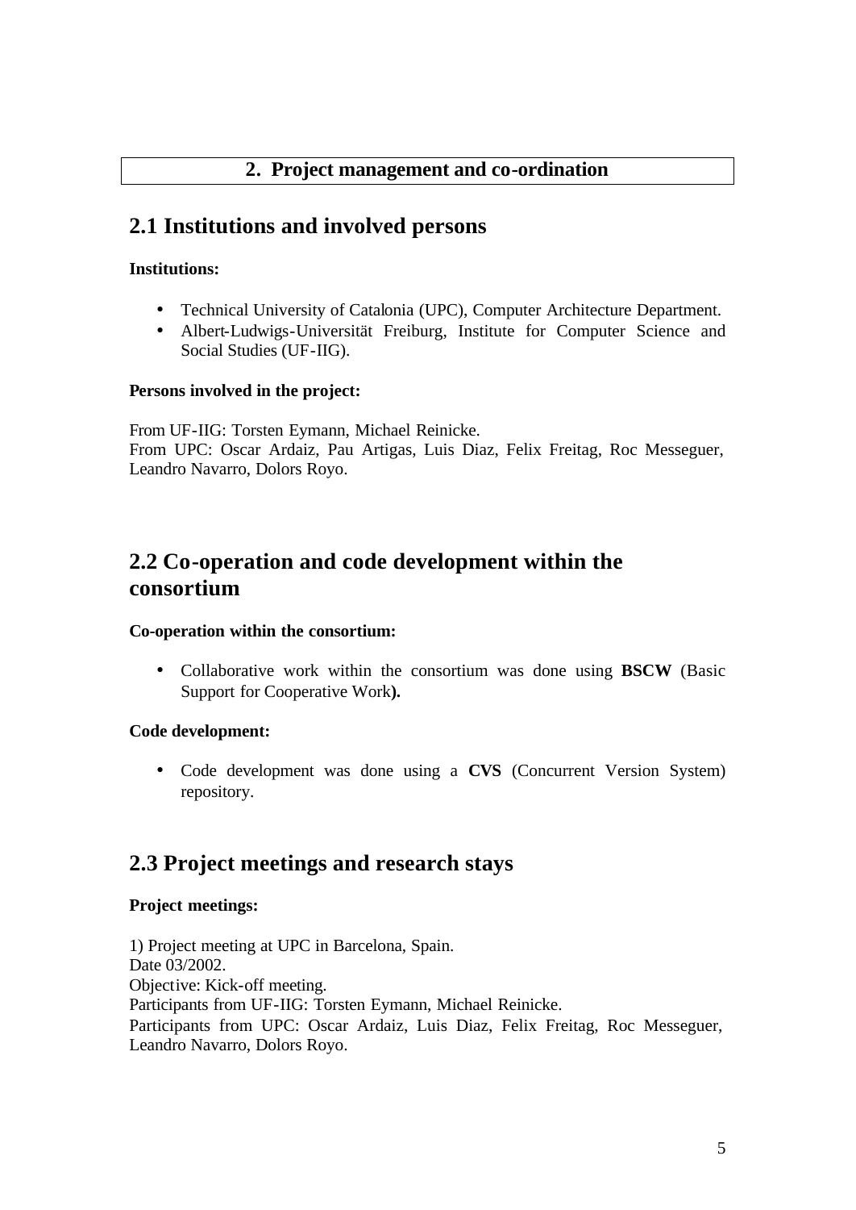# 2. Project management and co-ordination

## 2.1 Institutions and involved persons

**Institutions:**

- Technical University of Catalonia (UPC), Computer Architecture Department.
- Albert-Ludwigs-Universität Freiburg, Institute for Computer Science and Social Studies (UF-IIG).

**Persons involved in the project:**

From UF-IIG: Torsten Eymann, Michael Reinicke.
From UPC: Oscar Ardaiz, Pau Artigas, Luis Diaz, Felix Freitag, Roc Messeguer, Leandro Navarro, Dolors Royo.

## 2.2 Co-operation and code development within the consortium

**Co-operation within the consortium:**

- Collaborative work within the consortium was done using **BSCW** (Basic Support for Cooperative Work**).**

**Code development:**

- Code development was done using a **CVS** (Concurrent Version System) repository.

## 2.3 Project meetings and research stays

**Project meetings:**

1) Project meeting at UPC in Barcelona, Spain.
Date 03/2002.
Objective: Kick-off meeting.
Participants from UF-IIG: Torsten Eymann, Michael Reinicke.
Participants from UPC: Oscar Ardaiz, Luis Diaz, Felix Freitag, Roc Messeguer, Leandro Navarro, Dolors Royo.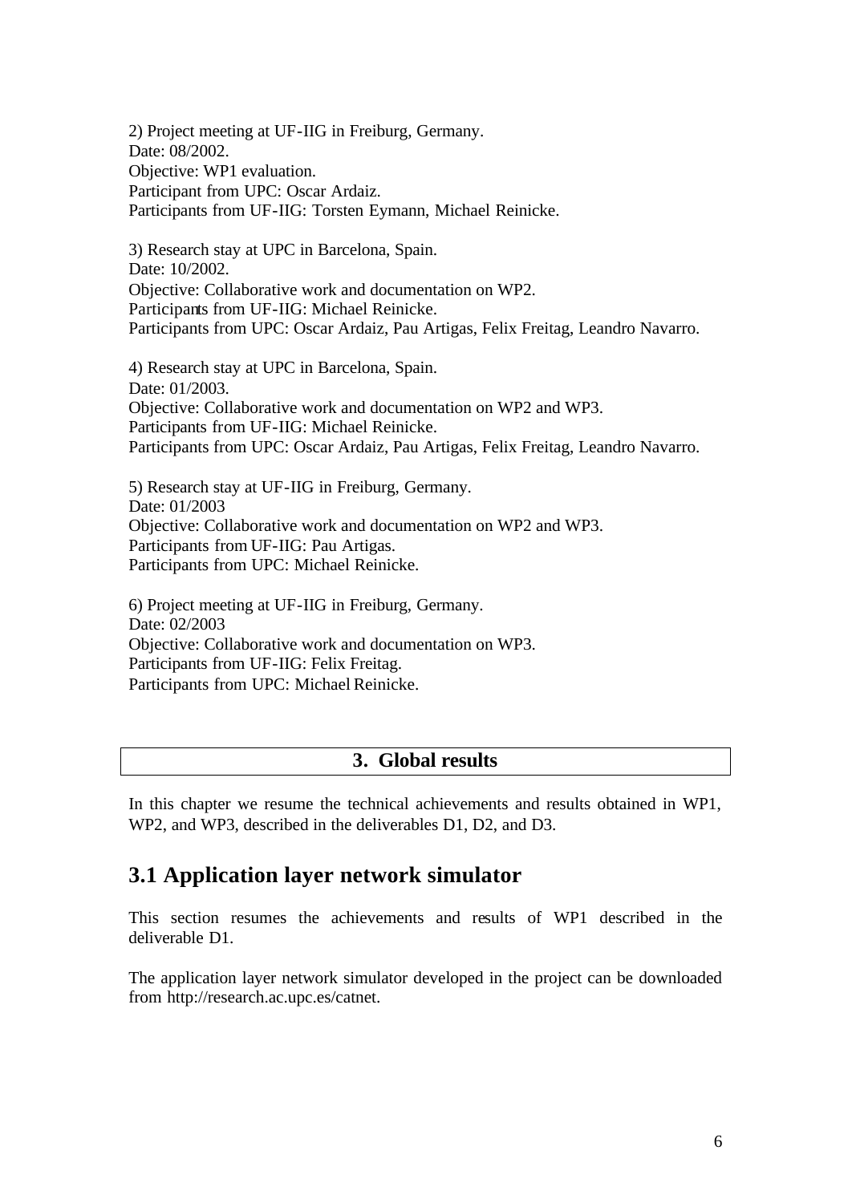2) Project meeting at UF-IIG in Freiburg, Germany.
Date: 08/2002.
Objective: WP1 evaluation.
Participant from UPC: Oscar Ardaiz.
Participants from UF-IIG: Torsten Eymann, Michael Reinicke.

3) Research stay at UPC in Barcelona, Spain.
Date: 10/2002.
Objective: Collaborative work and documentation on WP2.
Participants from UF-IIG: Michael Reinicke.
Participants from UPC: Oscar Ardaiz, Pau Artigas, Felix Freitag, Leandro Navarro.

4) Research stay at UPC in Barcelona, Spain.
Date: 01/2003.
Objective: Collaborative work and documentation on WP2 and WP3.
Participants from UF-IIG: Michael Reinicke.
Participants from UPC: Oscar Ardaiz, Pau Artigas, Felix Freitag, Leandro Navarro.

5) Research stay at UF-IIG in Freiburg, Germany.
Date: 01/2003
Objective: Collaborative work and documentation on WP2 and WP3.
Participants from UF-IIG: Pau Artigas.
Participants from UPC: Michael Reinicke.

6) Project meeting at UF-IIG in Freiburg, Germany.
Date: 02/2003
Objective: Collaborative work and documentation on WP3.
Participants from UF-IIG: Felix Freitag.
Participants from UPC: Michael Reinicke.

# 3. Global results

In this chapter we resume the technical achievements and results obtained in WP1, WP2, and WP3, described in the deliverables D1, D2, and D3.

## 3.1 Application layer network simulator

This section resumes the achievements and results of WP1 described in the deliverable D1.

The application layer network simulator developed in the project can be downloaded from http://research.ac.upc.es/catnet.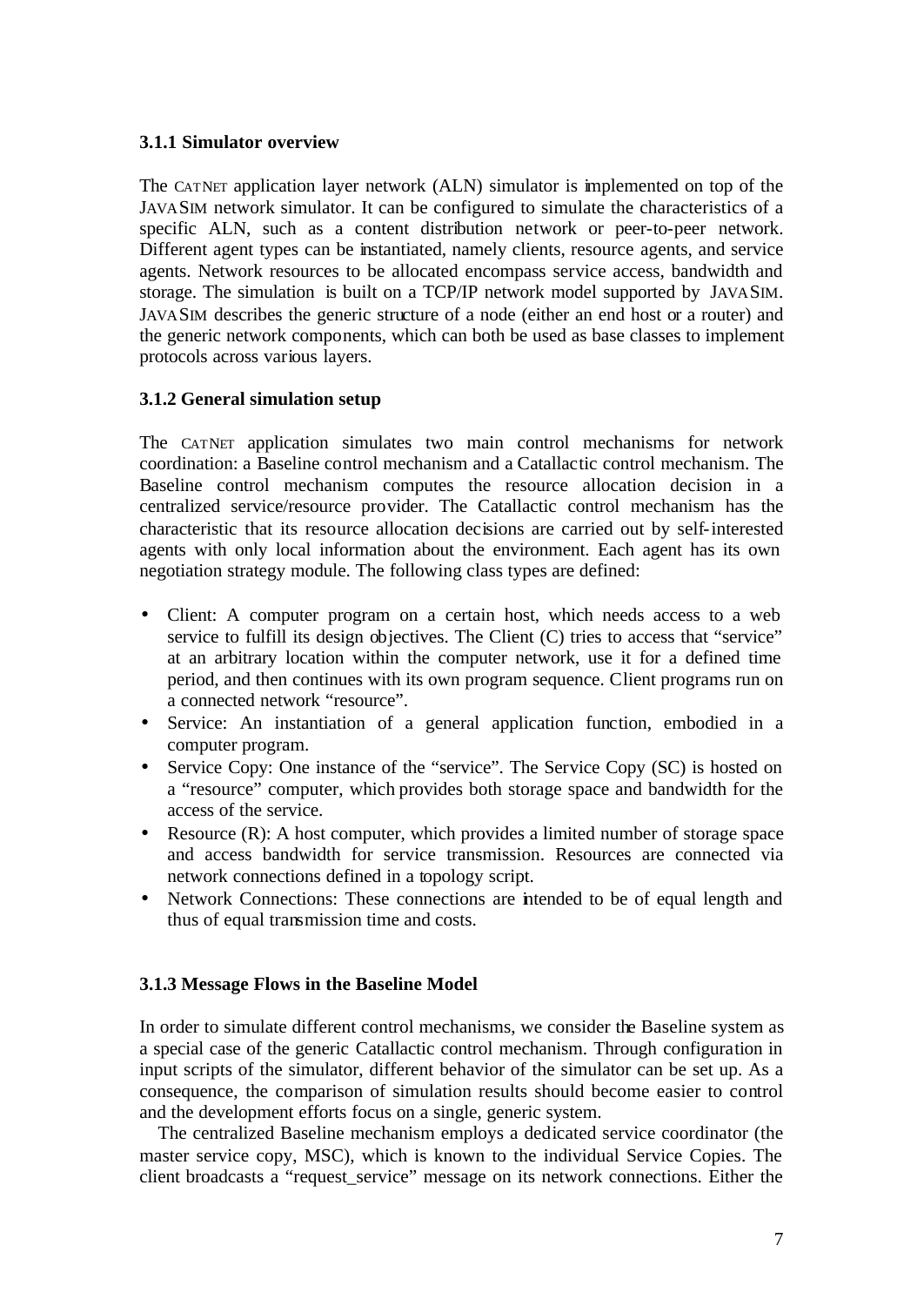### 3.1.1 Simulator overview

The CATNET application layer network (ALN) simulator is implemented on top of the JAVASIM network simulator. It can be configured to simulate the characteristics of a specific ALN, such as a content distribution network or peer-to-peer network. Different agent types can be instantiated, namely clients, resource agents, and service agents. Network resources to be allocated encompass service access, bandwidth and storage. The simulation is built on a TCP/IP network model supported by JAVASIM. JAVASIM describes the generic structure of a node (either an end host or a router) and the generic network components, which can both be used as base classes to implement protocols across various layers.

### 3.1.2 General simulation setup

The CATNET application simulates two main control mechanisms for network coordination: a Baseline control mechanism and a Catallactic control mechanism. The Baseline control mechanism computes the resource allocation decision in a centralized service/resource provider. The Catallactic control mechanism has the characteristic that its resource allocation decisions are carried out by self-interested agents with only local information about the environment. Each agent has its own negotiation strategy module. The following class types are defined:

- Client: A computer program on a certain host, which needs access to a web service to fulfill its design objectives. The Client (C) tries to access that "service" at an arbitrary location within the computer network, use it for a defined time period, and then continues with its own program sequence. Client programs run on a connected network "resource".
- Service: An instantiation of a general application function, embodied in a computer program.
- Service Copy: One instance of the "service". The Service Copy (SC) is hosted on a "resource" computer, which provides both storage space and bandwidth for the access of the service.
- Resource (R): A host computer, which provides a limited number of storage space and access bandwidth for service transmission. Resources are connected via network connections defined in a topology script.
- Network Connections: These connections are intended to be of equal length and thus of equal transmission time and costs.

### 3.1.3 Message Flows in the Baseline Model

In order to simulate different control mechanisms, we consider the Baseline system as a special case of the generic Catallactic control mechanism. Through configuration in input scripts of the simulator, different behavior of the simulator can be set up. As a consequence, the comparison of simulation results should become easier to control and the development efforts focus on a single, generic system.

The centralized Baseline mechanism employs a dedicated service coordinator (the master service copy, MSC), which is known to the individual Service Copies. The client broadcasts a "request_service" message on its network connections. Either the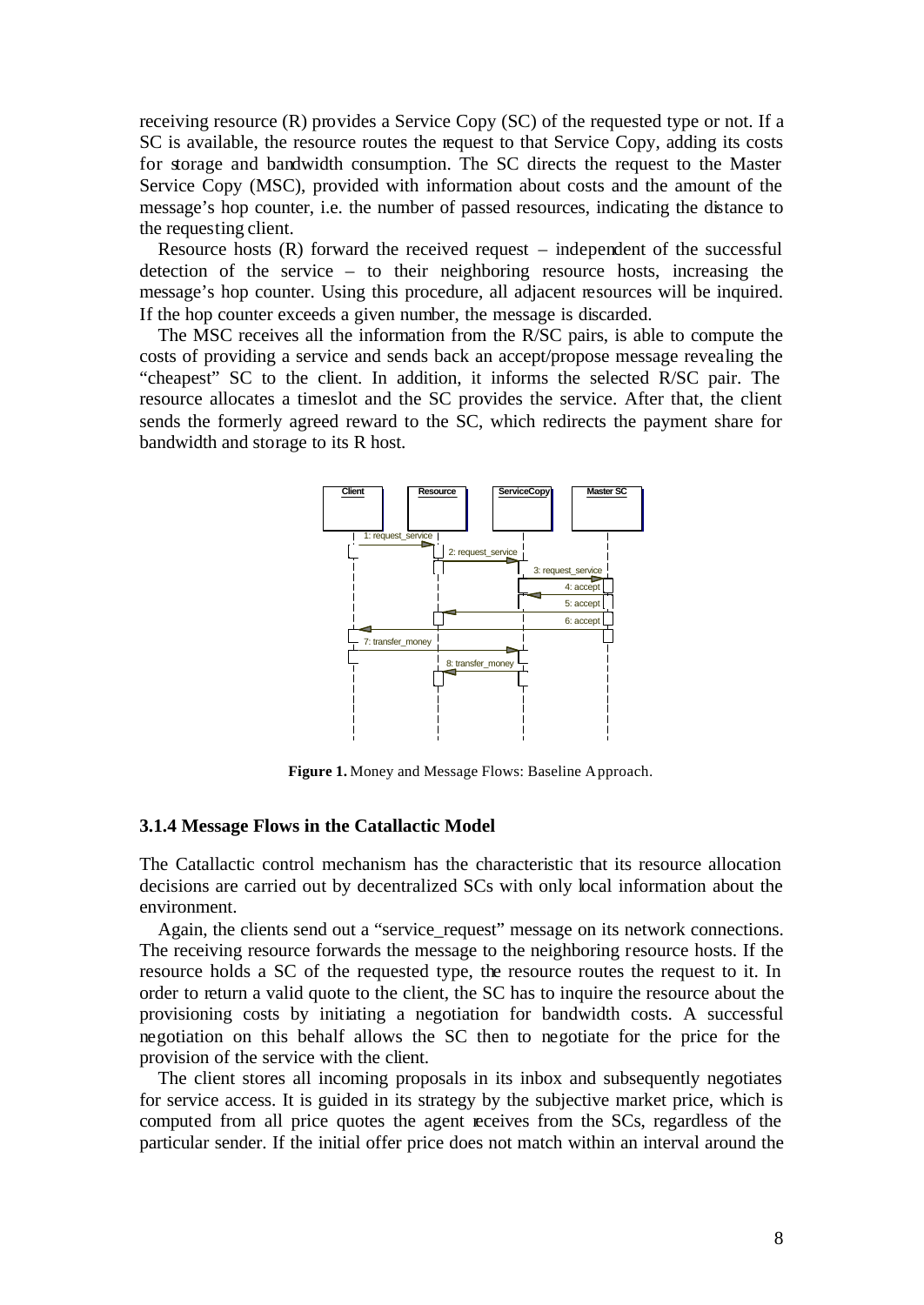receiving resource (R) provides a Service Copy (SC) of the requested type or not. If a SC is available, the resource routes the request to that Service Copy, adding its costs for storage and bandwidth consumption. The SC directs the request to the Master Service Copy (MSC), provided with information about costs and the amount of the message's hop counter, i.e. the number of passed resources, indicating the distance to the requesting client.

Resource hosts (R) forward the received request – independent of the successful detection of the service – to their neighboring resource hosts, increasing the message's hop counter. Using this procedure, all adjacent resources will be inquired. If the hop counter exceeds a given number, the message is discarded.

The MSC receives all the information from the R/SC pairs, is able to compute the costs of providing a service and sends back an accept/propose message revealing the "cheapest" SC to the client. In addition, it informs the selected R/SC pair. The resource allocates a timeslot and the SC provides the service. After that, the client sends the formerly agreed reward to the SC, which redirects the payment share for bandwidth and storage to its R host.

**Figure 1.** Money and Message Flows: Baseline Approach.

### 3.1.4 Message Flows in the Catallactic Model

The Catallactic control mechanism has the characteristic that its resource allocation decisions are carried out by decentralized SCs with only local information about the environment.

Again, the clients send out a "service_request" message on its network connections. The receiving resource forwards the message to the neighboring resource hosts. If the resource holds a SC of the requested type, the resource routes the request to it. In order to return a valid quote to the client, the SC has to inquire the resource about the provisioning costs by initiating a negotiation for bandwidth costs. A successful negotiation on this behalf allows the SC then to negotiate for the price for the provision of the service with the client.

The client stores all incoming proposals in its inbox and subsequently negotiates for service access. It is guided in its strategy by the subjective market price, which is computed from all price quotes the agent receives from the SCs, regardless of the particular sender. If the initial offer price does not match within an interval around the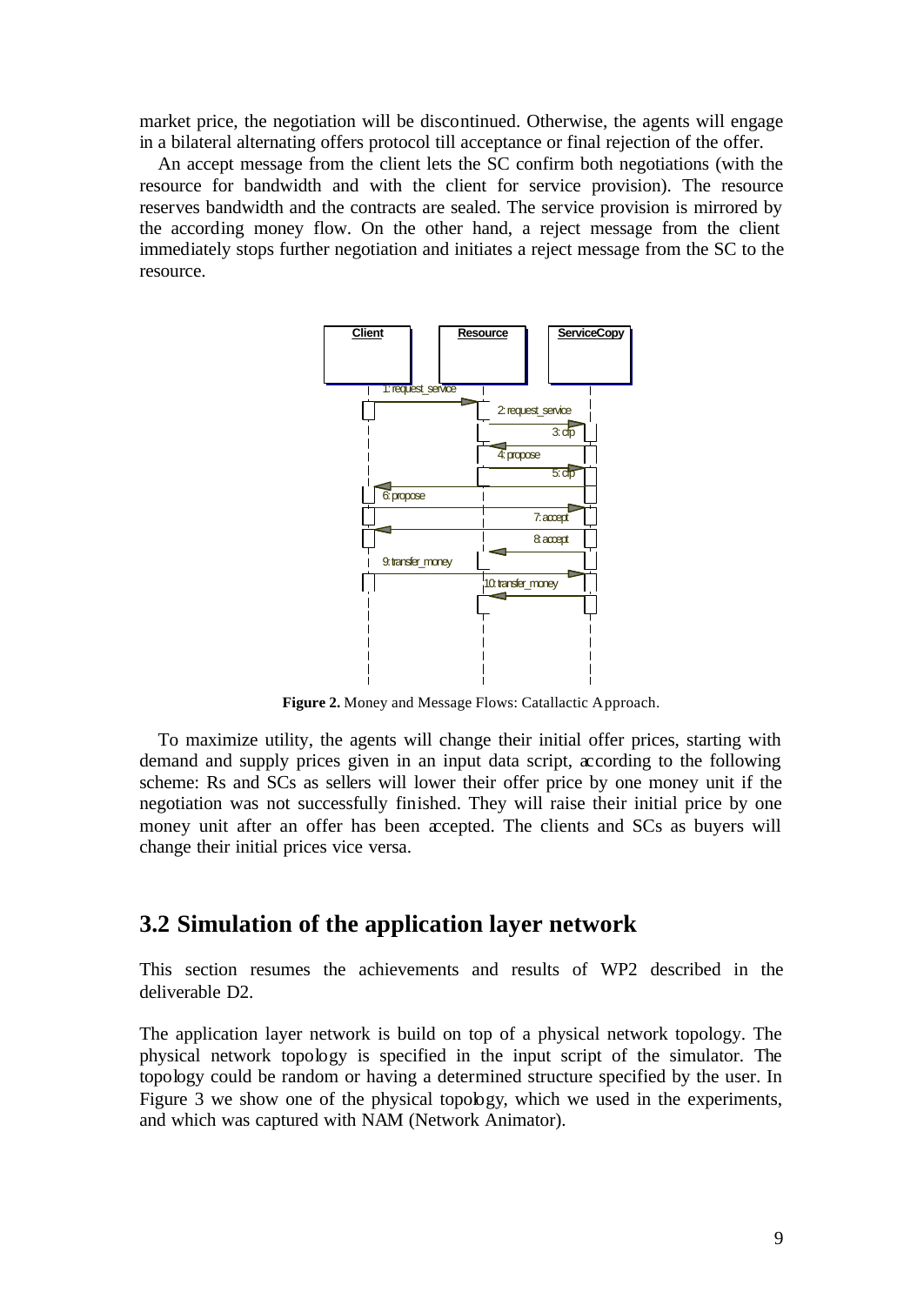market price, the negotiation will be discontinued. Otherwise, the agents will engage in a bilateral alternating offers protocol till acceptance or final rejection of the offer.

An accept message from the client lets the SC confirm both negotiations (with the resource for bandwidth and with the client for service provision). The resource reserves bandwidth and the contracts are sealed. The service provision is mirrored by the according money flow. On the other hand, a reject message from the client immediately stops further negotiation and initiates a reject message from the SC to the resource.

**Figure 2.** Money and Message Flows: Catallactic Approach.

To maximize utility, the agents will change their initial offer prices, starting with demand and supply prices given in an input data script, according to the following scheme: Rs and SCs as sellers will lower their offer price by one money unit if the negotiation was not successfully finished. They will raise their initial price by one money unit after an offer has been accepted. The clients and SCs as buyers will change their initial prices vice versa.

## 3.2 Simulation of the application layer network

This section resumes the achievements and results of WP2 described in the deliverable D2.

The application layer network is build on top of a physical network topology. The physical network topology is specified in the input script of the simulator. The topology could be random or having a determined structure specified by the user. In Figure 3 we show one of the physical topology, which we used in the experiments, and which was captured with NAM (Network Animator).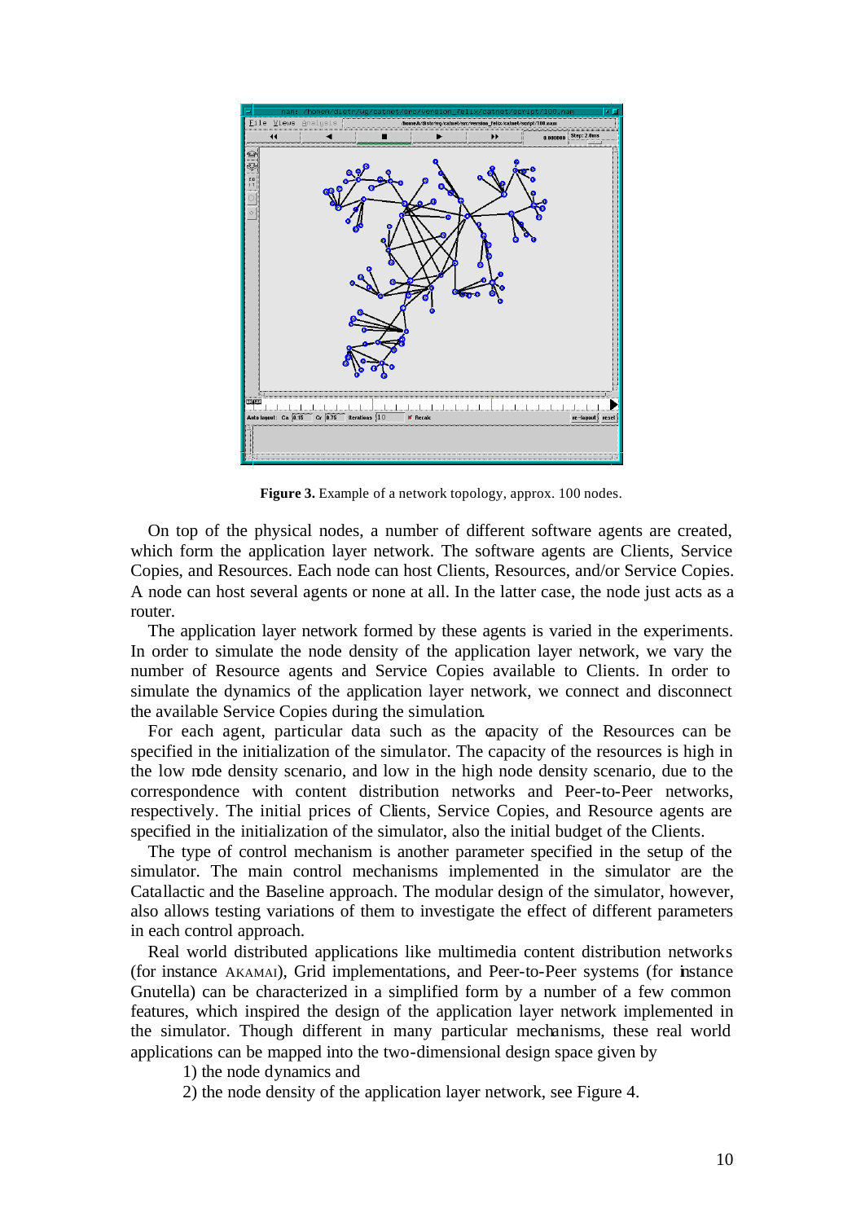**Figure 3.** Example of a network topology, approx. 100 nodes.

On top of the physical nodes, a number of different software agents are created, which form the application layer network. The software agents are Clients, Service Copies, and Resources. Each node can host Clients, Resources, and/or Service Copies. A node can host several agents or none at all. In the latter case, the node just acts as a router.

The application layer network formed by these agents is varied in the experiments. In order to simulate the node density of the application layer network, we vary the number of Resource agents and Service Copies available to Clients. In order to simulate the dynamics of the application layer network, we connect and disconnect the available Service Copies during the simulation.

For each agent, particular data such as the capacity of the Resources can be specified in the initialization of the simulator. The capacity of the resources is high in the low node density scenario, and low in the high node density scenario, due to the correspondence with content distribution networks and Peer-to-Peer networks, respectively. The initial prices of Clients, Service Copies, and Resource agents are specified in the initialization of the simulator, also the initial budget of the Clients.

The type of control mechanism is another parameter specified in the setup of the simulator. The main control mechanisms implemented in the simulator are the Catallactic and the Baseline approach. The modular design of the simulator, however, also allows testing variations of them to investigate the effect of different parameters in each control approach.

Real world distributed applications like multimedia content distribution networks (for instance AKAMAI), Grid implementations, and Peer-to-Peer systems (for instance Gnutella) can be characterized in a simplified form by a number of a few common features, which inspired the design of the application layer network implemented in the simulator. Though different in many particular mechanisms, these real world applications can be mapped into the two-dimensional design space given by

1) the node dynamics and
2) the node density of the application layer network, see Figure 4.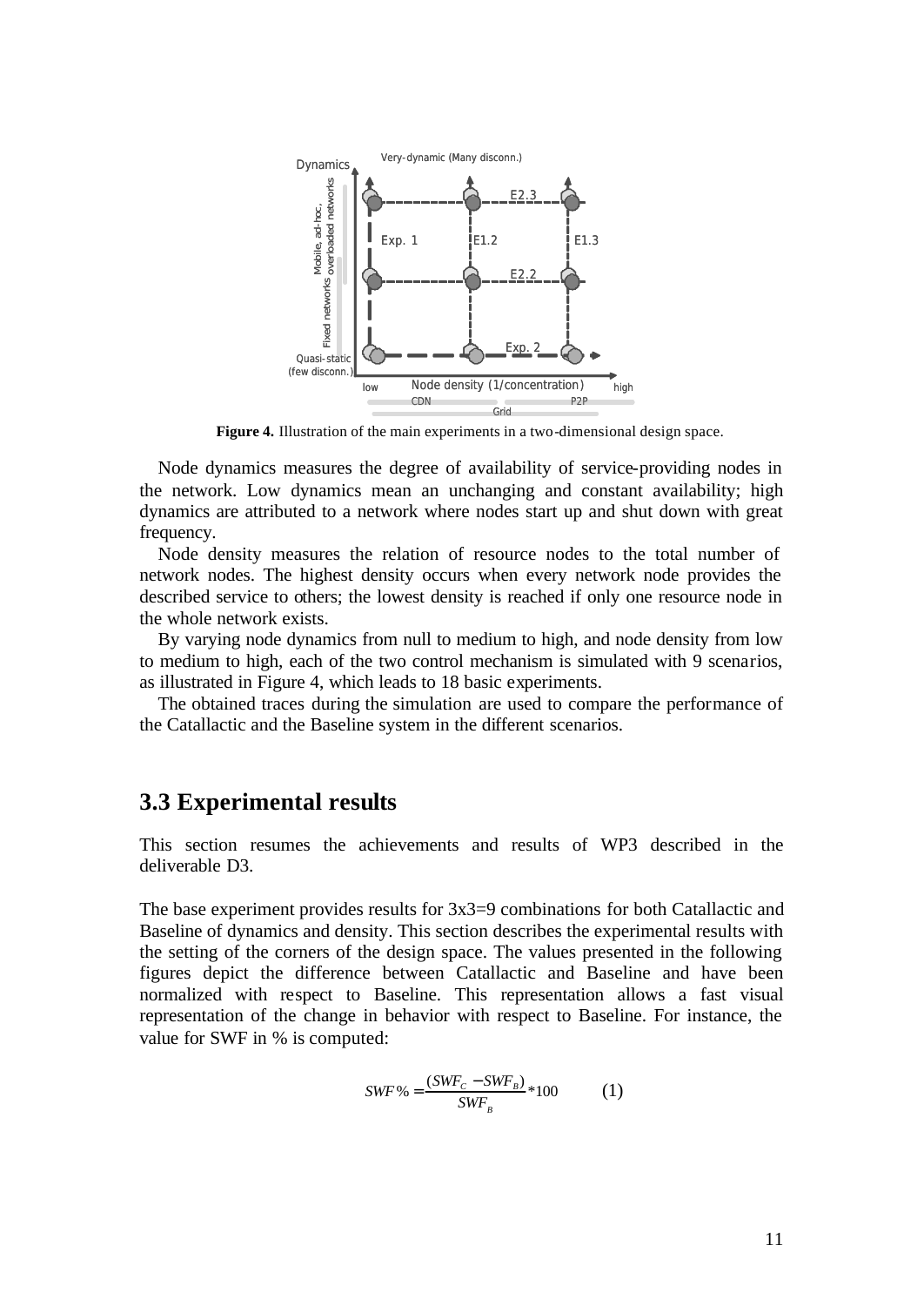**Figure 4.** Illustration of the main experiments in a two-dimensional design space.

Node dynamics measures the degree of availability of service-providing nodes in the network. Low dynamics mean an unchanging and constant availability; high dynamics are attributed to a network where nodes start up and shut down with great frequency.

Node density measures the relation of resource nodes to the total number of network nodes. The highest density occurs when every network node provides the described service to others; the lowest density is reached if only one resource node in the whole network exists.

By varying node dynamics from null to medium to high, and node density from low to medium to high, each of the two control mechanism is simulated with 9 scenarios, as illustrated in Figure 4, which leads to 18 basic experiments.

The obtained traces during the simulation are used to compare the performance of the Catallactic and the Baseline system in the different scenarios.

## 3.3 Experimental results

This section resumes the achievements and results of WP3 described in the deliverable D3.

The base experiment provides results for 3x3=9 combinations for both Catallactic and Baseline of dynamics and density. This section describes the experimental results with the setting of the corners of the design space. The values presented in the following figures depict the difference between Catallactic and Baseline and have been normalized with respect to Baseline. This representation allows a fast visual representation of the change in behavior with respect to Baseline. For instance, the value for SWF in % is computed:

$$SWF\% = \frac{(SWF_C - SWF_B)}{SWF_B} * 100 \qquad (1)$$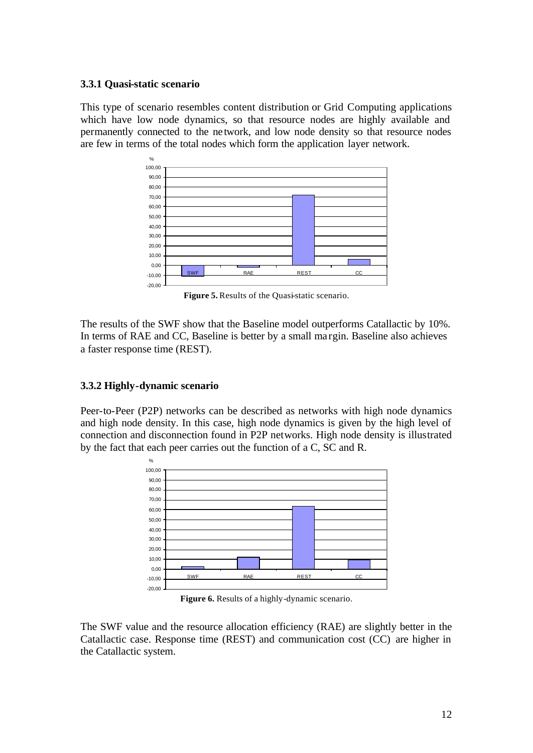### 3.3.1 Quasi-static scenario

This type of scenario resembles content distribution or Grid Computing applications which have low node dynamics, so that resource nodes are highly available and permanently connected to the network, and low node density so that resource nodes are few in terms of the total nodes which form the application layer network.

**Figure 5.** Results of the Quasi-static scenario.

The results of the SWF show that the Baseline model outperforms Catallactic by 10%. In terms of RAE and CC, Baseline is better by a small margin. Baseline also achieves a faster response time (REST).

### 3.3.2 Highly-dynamic scenario

Peer-to-Peer (P2P) networks can be described as networks with high node dynamics and high node density. In this case, high node dynamics is given by the high level of connection and disconnection found in P2P networks. High node density is illustrated by the fact that each peer carries out the function of a C, SC and R.

**Figure 6.** Results of a highly-dynamic scenario.

The SWF value and the resource allocation efficiency (RAE) are slightly better in the Catallactic case. Response time (REST) and communication cost (CC) are higher in the Catallactic system.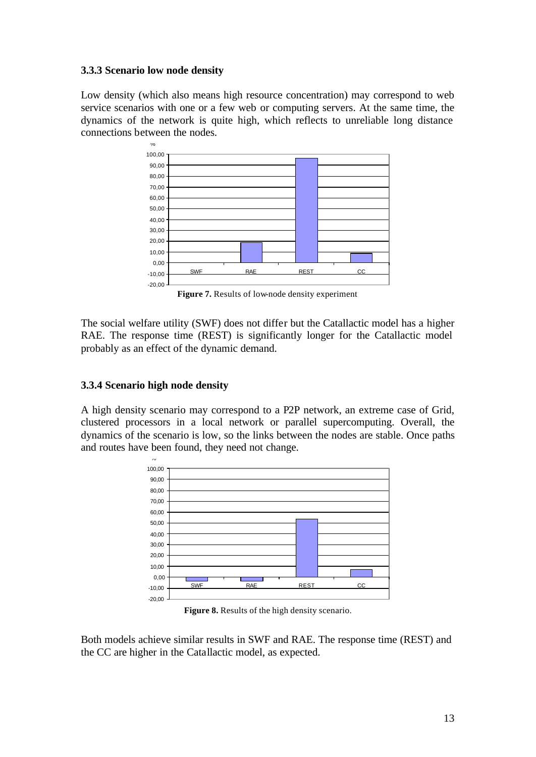### 3.3.3 Scenario low node density

Low density (which also means high resource concentration) may correspond to web service scenarios with one or a few web or computing servers. At the same time, the dynamics of the network is quite high, which reflects to unreliable long distance connections between the nodes.

**Figure 7.** Results of low-node density experiment

The social welfare utility (SWF) does not differ but the Catallactic model has a higher RAE. The response time (REST) is significantly longer for the Catallactic model probably as an effect of the dynamic demand.

### 3.3.4 Scenario high node density

A high density scenario may correspond to a P2P network, an extreme case of Grid, clustered processors in a local network or parallel supercomputing. Overall, the dynamics of the scenario is low, so the links between the nodes are stable. Once paths and routes have been found, they need not change.

**Figure 8.** Results of the high density scenario.

Both models achieve similar results in SWF and RAE. The response time (REST) and the CC are higher in the Catallactic model, as expected.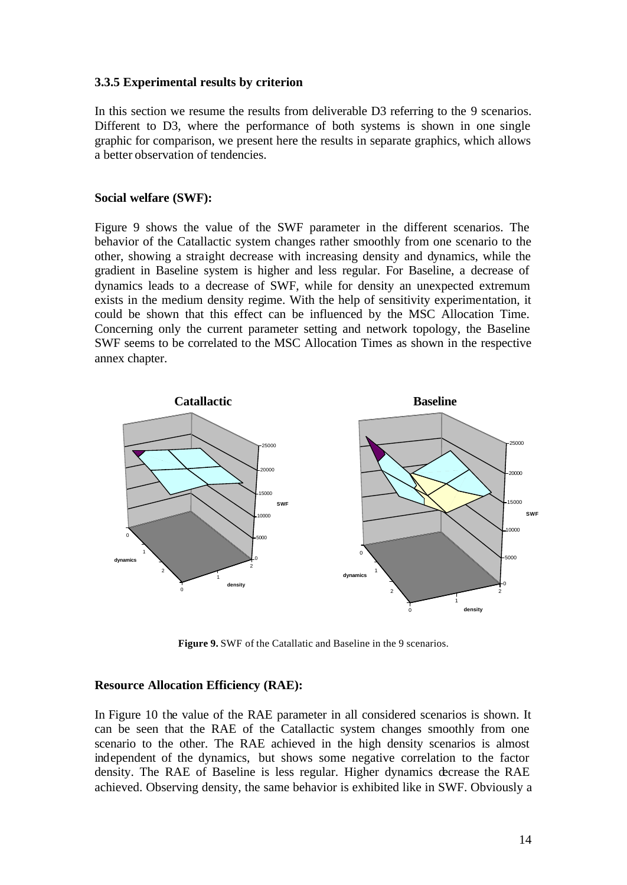### 3.3.5 Experimental results by criterion

In this section we resume the results from deliverable D3 referring to the 9 scenarios. Different to D3, where the performance of both systems is shown in one single graphic for comparison, we present here the results in separate graphics, which allows a better observation of tendencies.

**Social welfare (SWF):**

Figure 9 shows the value of the SWF parameter in the different scenarios. The behavior of the Catallactic system changes rather smoothly from one scenario to the other, showing a straight decrease with increasing density and dynamics, while the gradient in Baseline system is higher and less regular. For Baseline, a decrease of dynamics leads to a decrease of SWF, while for density an unexpected extremum exists in the medium density regime. With the help of sensitivity experimentation, it could be shown that this effect can be influenced by the MSC Allocation Time. Concerning only the current parameter setting and network topology, the Baseline SWF seems to be correlated to the MSC Allocation Times as shown in the respective annex chapter.

**Figure 9.** SWF of the Catallatic and Baseline in the 9 scenarios.

**Resource Allocation Efficiency (RAE):**

In Figure 10 the value of the RAE parameter in all considered scenarios is shown. It can be seen that the RAE of the Catallactic system changes smoothly from one scenario to the other. The RAE achieved in the high density scenarios is almost independent of the dynamics, but shows some negative correlation to the factor density. The RAE of Baseline is less regular. Higher dynamics decrease the RAE achieved. Observing density, the same behavior is exhibited like in SWF. Obviously a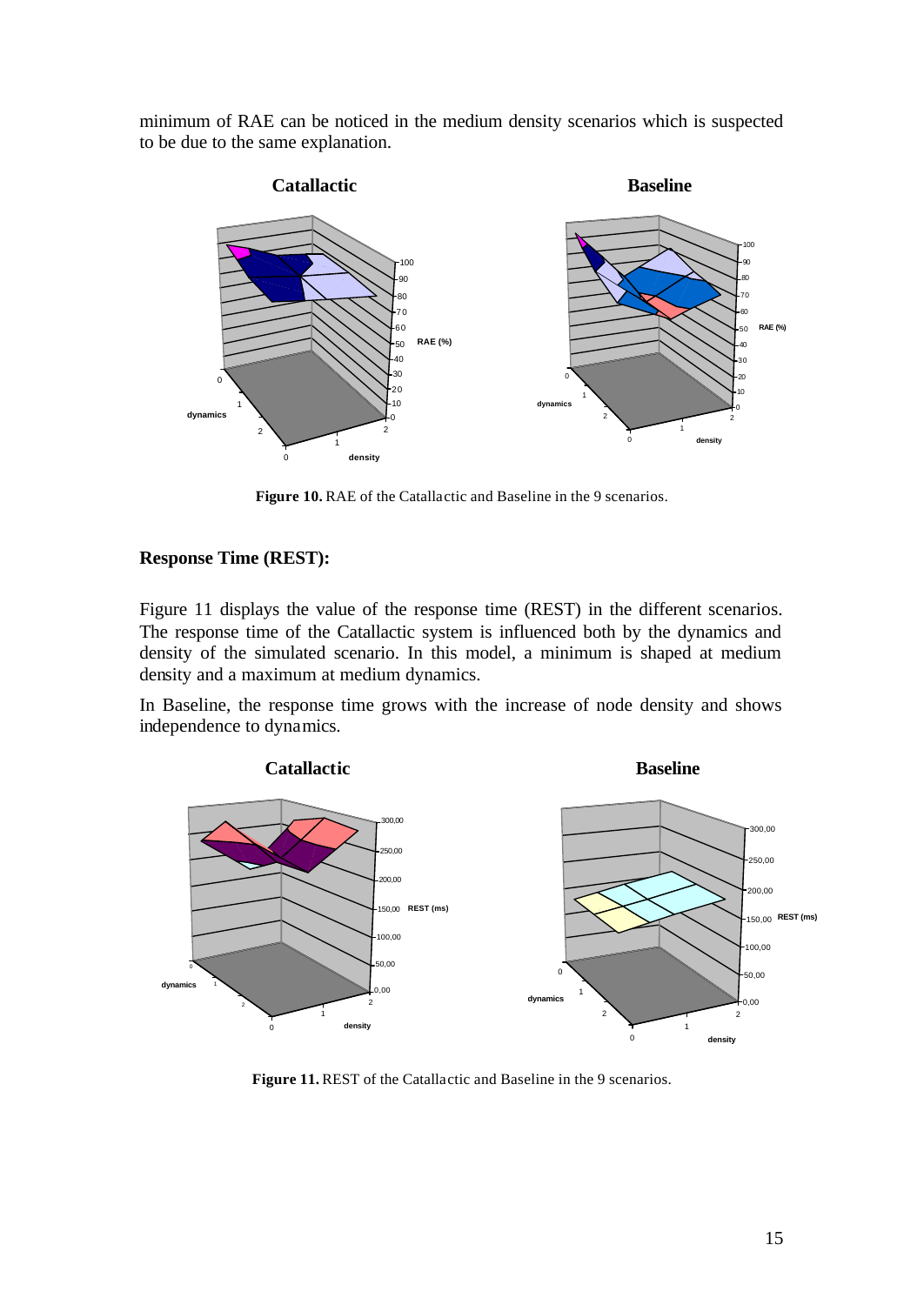minimum of RAE can be noticed in the medium density scenarios which is suspected to be due to the same explanation.

**Figure 10.** RAE of the Catallactic and Baseline in the 9 scenarios.

### Response Time (REST):

Figure 11 displays the value of the response time (REST) in the different scenarios. The response time of the Catallactic system is influenced both by the dynamics and density of the simulated scenario. In this model, a minimum is shaped at medium density and a maximum at medium dynamics.

In Baseline, the response time grows with the increase of node density and shows independence to dynamics.

**Figure 11.** REST of the Catallactic and Baseline in the 9 scenarios.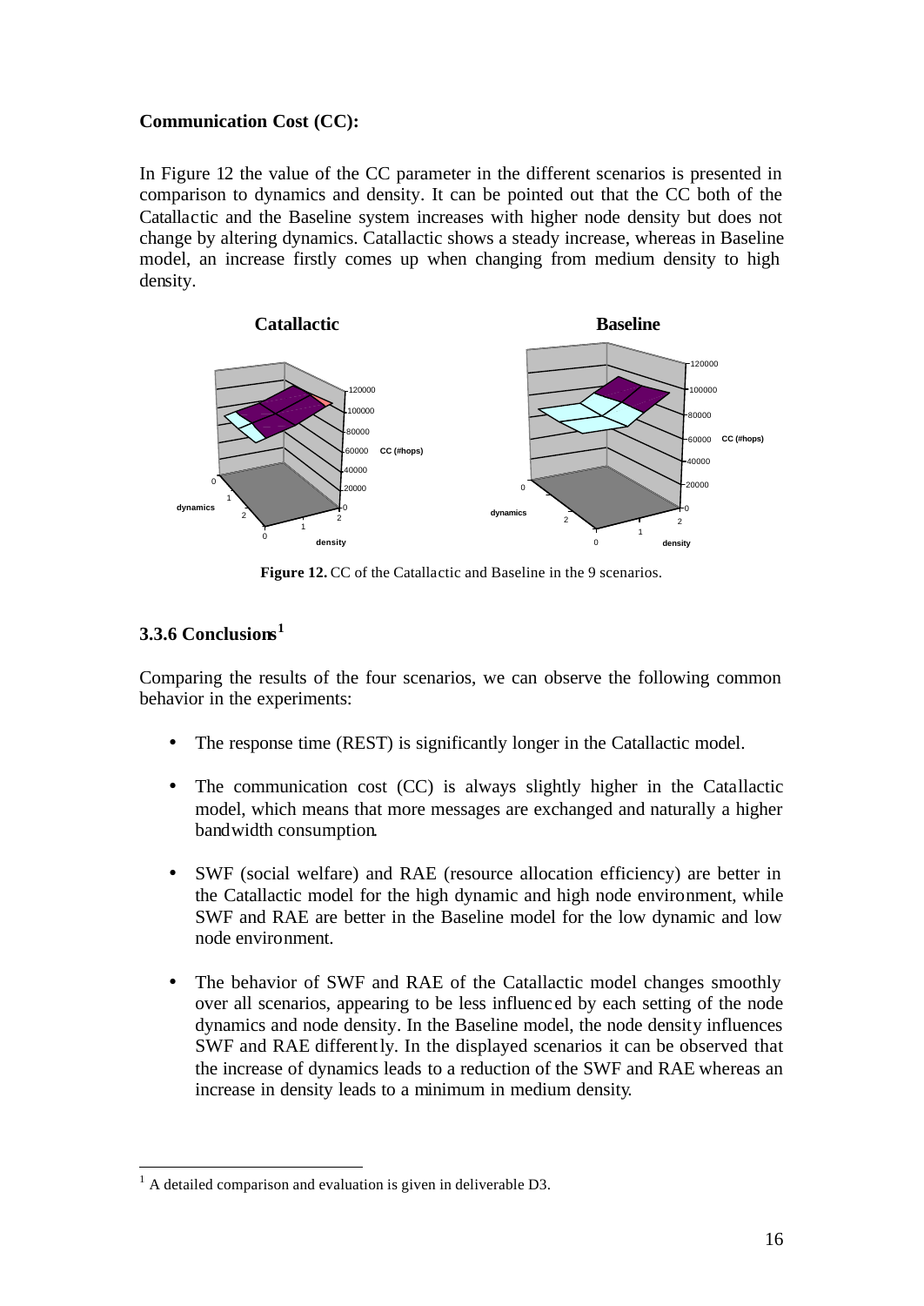**Communication Cost (CC):**

In Figure 12 the value of the CC parameter in the different scenarios is presented in comparison to dynamics and density. It can be pointed out that the CC both of the Catallactic and the Baseline system increases with higher node density but does not change by altering dynamics. Catallactic shows a steady increase, whereas in Baseline model, an increase firstly comes up when changing from medium density to high density.

**Figure 12.** CC of the Catallactic and Baseline in the 9 scenarios.

### 3.3.6 Conclusions[1]

Comparing the results of the four scenarios, we can observe the following common behavior in the experiments:

- The response time (REST) is significantly longer in the Catallactic model.
- The communication cost (CC) is always slightly higher in the Catallactic model, which means that more messages are exchanged and naturally a higher bandwidth consumption.
- SWF (social welfare) and RAE (resource allocation efficiency) are better in the Catallactic model for the high dynamic and high node environment, while SWF and RAE are better in the Baseline model for the low dynamic and low node environment.
- The behavior of SWF and RAE of the Catallactic model changes smoothly over all scenarios, appearing to be less influenced by each setting of the node dynamics and node density. In the Baseline model, the node density influences SWF and RAE differently. In the displayed scenarios it can be observed that the increase of dynamics leads to a reduction of the SWF and RAE whereas an increase in density leads to a minimum in medium density.

[1] A detailed comparison and evaluation is given in deliverable D3.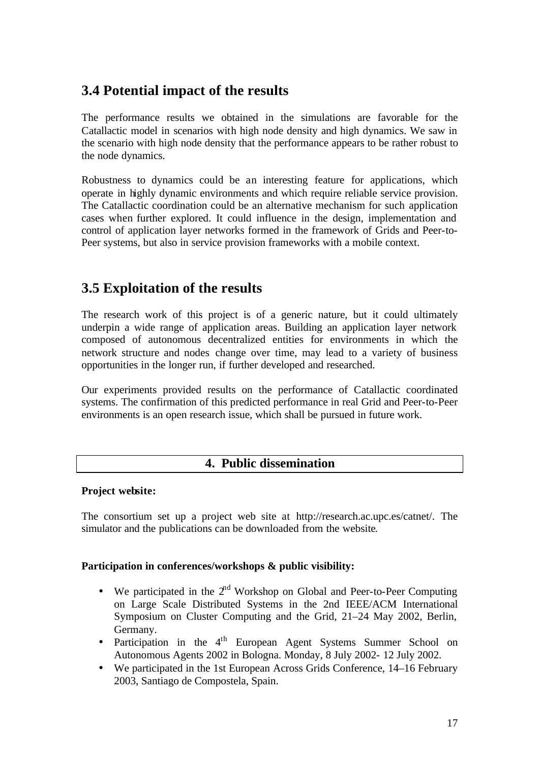## 3.4 Potential impact of the results

The performance results we obtained in the simulations are favorable for the Catallactic model in scenarios with high node density and high dynamics. We saw in the scenario with high node density that the performance appears to be rather robust to the node dynamics.

Robustness to dynamics could be an interesting feature for applications, which operate in highly dynamic environments and which require reliable service provision. The Catallactic coordination could be an alternative mechanism for such application cases when further explored. It could influence in the design, implementation and control of application layer networks formed in the framework of Grids and Peer-to-Peer systems, but also in service provision frameworks with a mobile context.

## 3.5 Exploitation of the results

The research work of this project is of a generic nature, but it could ultimately underpin a wide range of application areas. Building an application layer network composed of autonomous decentralized entities for environments in which the network structure and nodes change over time, may lead to a variety of business opportunities in the longer run, if further developed and researched.

Our experiments provided results on the performance of Catallactic coordinated systems. The confirmation of this predicted performance in real Grid and Peer-to-Peer environments is an open research issue, which shall be pursued in future work.

# 4. Public dissemination

**Project website:**

The consortium set up a project web site at http://research.ac.upc.es/catnet/. The simulator and the publications can be downloaded from the website.

**Participation in conferences/workshops & public visibility:**

- We participated in the 2nd Workshop on Global and Peer-to-Peer Computing on Large Scale Distributed Systems in the 2nd IEEE/ACM International Symposium on Cluster Computing and the Grid, 21–24 May 2002, Berlin, Germany.
- Participation in the 4th European Agent Systems Summer School on Autonomous Agents 2002 in Bologna. Monday, 8 July 2002- 12 July 2002.
- We participated in the 1st European Across Grids Conference, 14–16 February 2003, Santiago de Compostela, Spain.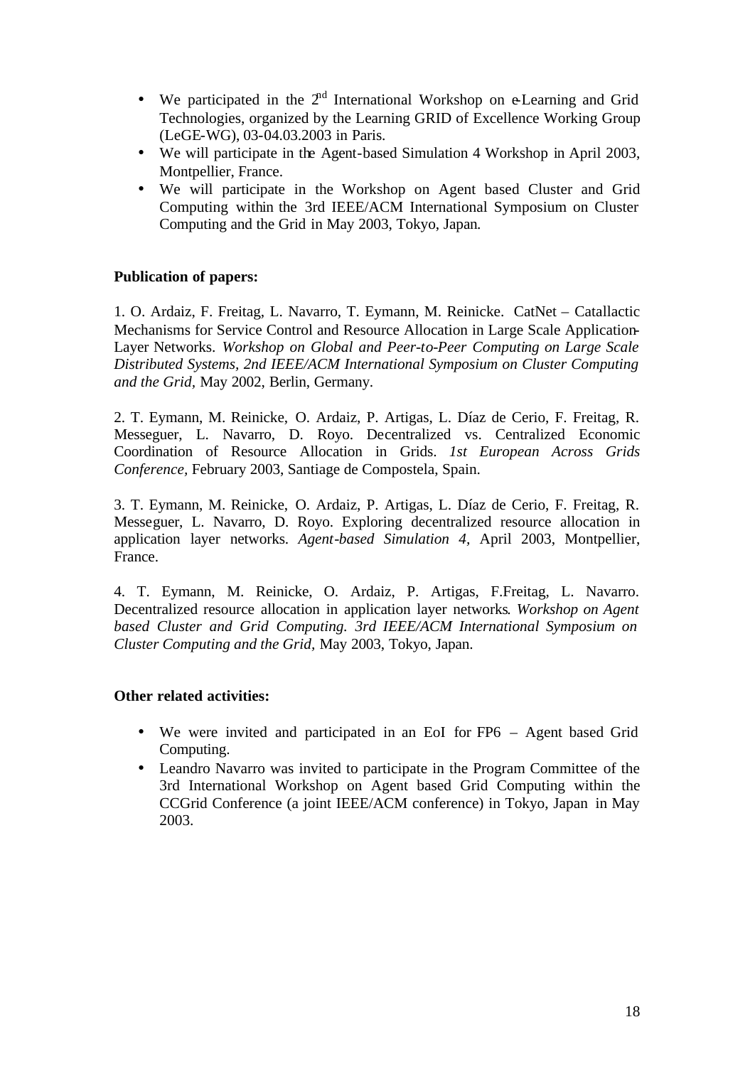- We participated in the 2nd International Workshop on e-Learning and Grid Technologies, organized by the Learning GRID of Excellence Working Group (LeGE-WG), 03-04.03.2003 in Paris.
- We will participate in the Agent-based Simulation 4 Workshop in April 2003, Montpellier, France.
- We will participate in the Workshop on Agent based Cluster and Grid Computing within the 3rd IEEE/ACM International Symposium on Cluster Computing and the Grid in May 2003, Tokyo, Japan.

**Publication of papers:**

1. O. Ardaiz, F. Freitag, L. Navarro, T. Eymann, M. Reinicke. CatNet – Catallactic Mechanisms for Service Control and Resource Allocation in Large Scale Application-Layer Networks. *Workshop on Global and Peer-to-Peer Computing on Large Scale Distributed Systems, 2nd IEEE/ACM International Symposium on Cluster Computing and the Grid*, May 2002, Berlin, Germany.

2. T. Eymann, M. Reinicke, O. Ardaiz, P. Artigas, L. Díaz de Cerio, F. Freitag, R. Messeguer, L. Navarro, D. Royo. Decentralized vs. Centralized Economic Coordination of Resource Allocation in Grids. *1st European Across Grids Conference*, February 2003, Santiage de Compostela, Spain.

3. T. Eymann, M. Reinicke, O. Ardaiz, P. Artigas, L. Díaz de Cerio, F. Freitag, R. Messeguer, L. Navarro, D. Royo. Exploring decentralized resource allocation in application layer networks. *Agent-based Simulation 4*, April 2003, Montpellier, France.

4. T. Eymann, M. Reinicke, O. Ardaiz, P. Artigas, F.Freitag, L. Navarro. Decentralized resource allocation in application layer networks. *Workshop on Agent based Cluster and Grid Computing. 3rd IEEE/ACM International Symposium on Cluster Computing and the Grid*, May 2003, Tokyo, Japan.

**Other related activities:**

- We were invited and participated in an EoI for FP6 – Agent based Grid Computing.
- Leandro Navarro was invited to participate in the Program Committee of the 3rd International Workshop on Agent based Grid Computing within the CCGrid Conference (a joint IEEE/ACM conference) in Tokyo, Japan in May 2003.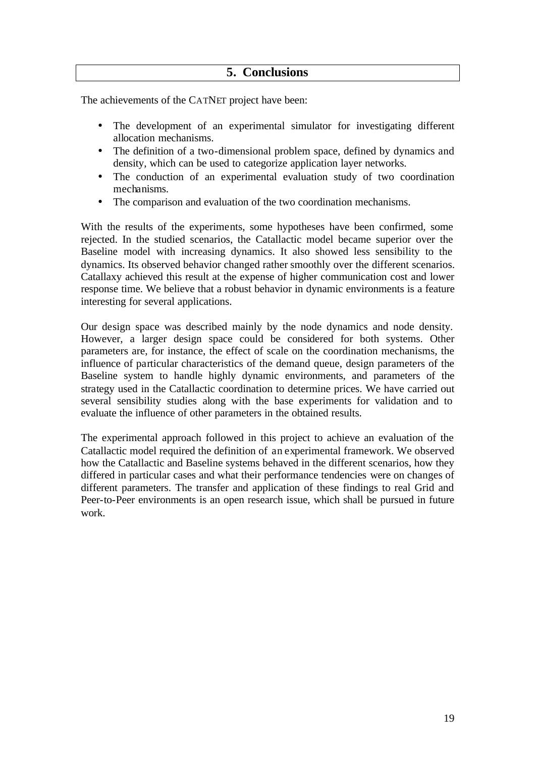# 5. Conclusions

The achievements of the CATNET project have been:

- The development of an experimental simulator for investigating different allocation mechanisms.
- The definition of a two-dimensional problem space, defined by dynamics and density, which can be used to categorize application layer networks.
- The conduction of an experimental evaluation study of two coordination mechanisms.
- The comparison and evaluation of the two coordination mechanisms.

With the results of the experiments, some hypotheses have been confirmed, some rejected. In the studied scenarios, the Catallactic model became superior over the Baseline model with increasing dynamics. It also showed less sensibility to the dynamics. Its observed behavior changed rather smoothly over the different scenarios. Catallaxy achieved this result at the expense of higher communication cost and lower response time. We believe that a robust behavior in dynamic environments is a feature interesting for several applications.

Our design space was described mainly by the node dynamics and node density. However, a larger design space could be considered for both systems. Other parameters are, for instance, the effect of scale on the coordination mechanisms, the influence of particular characteristics of the demand queue, design parameters of the Baseline system to handle highly dynamic environments, and parameters of the strategy used in the Catallactic coordination to determine prices. We have carried out several sensibility studies along with the base experiments for validation and to evaluate the influence of other parameters in the obtained results.

The experimental approach followed in this project to achieve an evaluation of the Catallactic model required the definition of an experimental framework. We observed how the Catallactic and Baseline systems behaved in the different scenarios, how they differed in particular cases and what their performance tendencies were on changes of different parameters. The transfer and application of these findings to real Grid and Peer-to-Peer environments is an open research issue, which shall be pursued in future work.